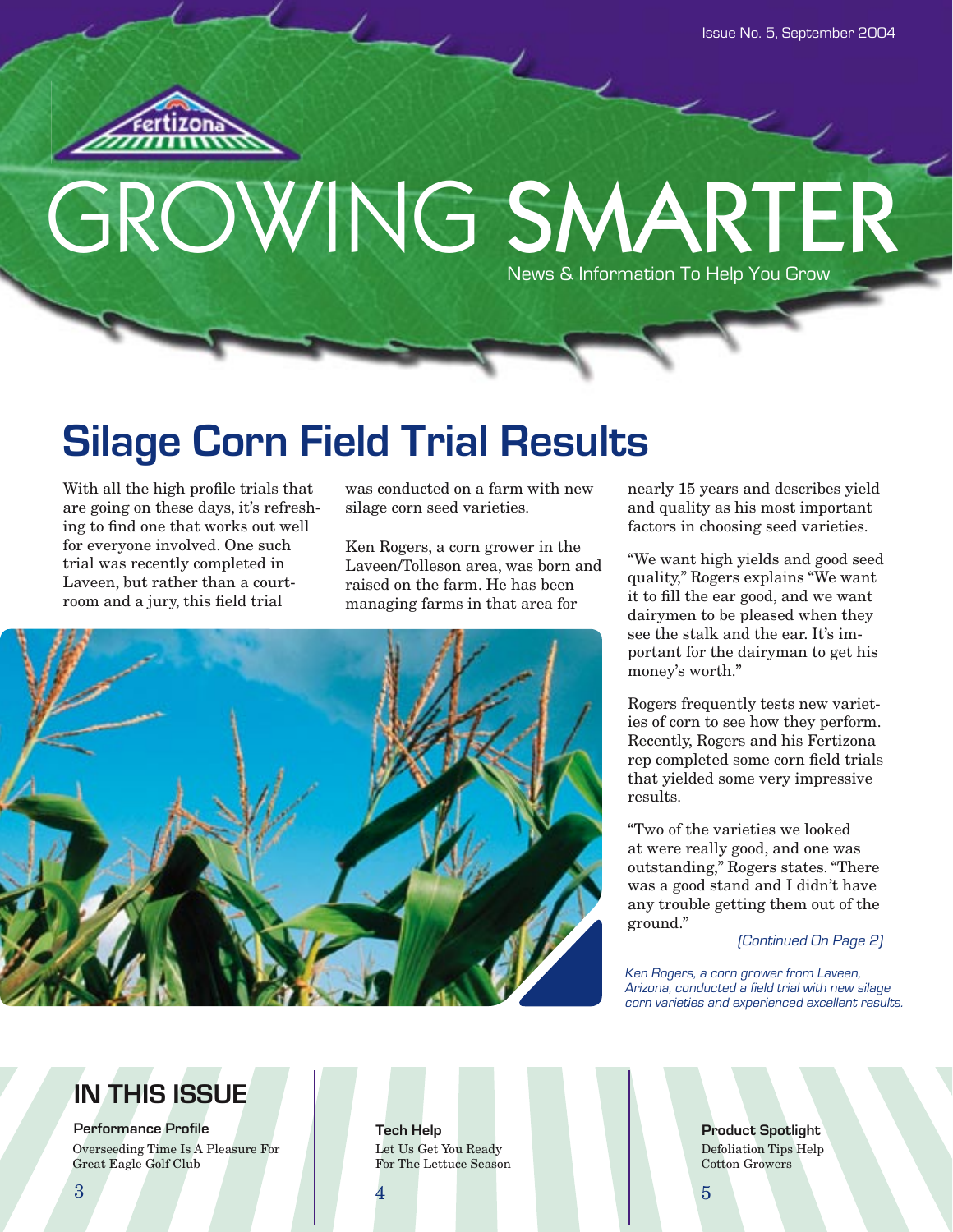Issue No. 5, September 2004

Fertizona

# GROWING SMARTER

News & Information To Help You Grow

## Silage Corn Field Trial Results

With all the high profile trials that are going on these days, it's refreshing to find one that works out well for everyone involved. One such trial was recently completed in Laveen, but rather than a courtroom and a jury, this field trial was conducted on a farm with new silage corn seed varieties.

Ken Rogers, a corn grower in the Laveen/Tolleson area, was born and raised on the farm. He has been managing farms in that area for nearly 15 years and describes yield and quality as his most important factors in choosing seed varieties.

"We want high yields and good seed quality," Rogers explains "We want it to fill the ear good, and we want dairymen to be pleased when they see the stalk and the ear. It's important for the dairyman to get his money's worth."

Rogers frequently tests new varieties of corn to see how they perform. Recently, Rogers and his Fertizona rep completed some corn field trials that yielded some very impressive results.

"Two of the varieties we looked at were really good, and one was outstanding," Rogers states. "There was a good stand and I didn't have any trouble getting them out of the ground."

*(Continued On Page 2)*

*Ken Rogers, a corn grower from Laveen, Arizona, conducted a field trial with new silage corn varieties and experienced excellent results.*

## IN THIS ISSUE

**Performance Profile**
Overseeding Time Is A Pleasure For Great Eagle Golf Club
3

**Tech Help**
Let Us Get You Ready For The Lettuce Season
4

**Product Spotlight**
Defoliation Tips Help Cotton Growers
5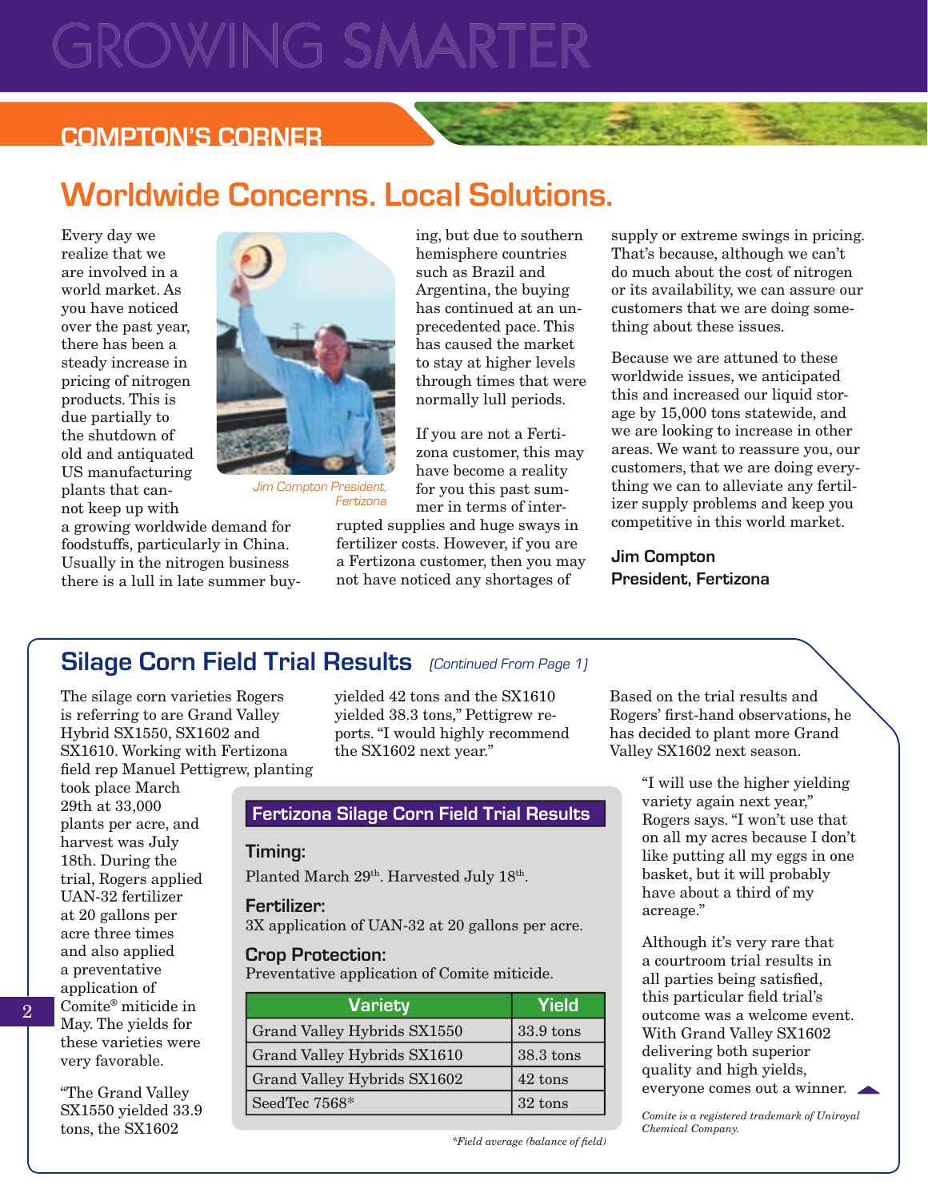# GROWING SMARTER

## COMPTON'S CORNER

# Worldwide Concerns. Local Solutions.

Every day we realize that we are involved in a world market. As you have noticed over the past year, there has been a steady increase in pricing of nitrogen products. This is due partially to the shutdown of old and antiquated US manufacturing plants that cannot keep up with a growing worldwide demand for foodstuffs, particularly in China. Usually in the nitrogen business there is a lull in late summer buying, but due to southern hemisphere countries such as Brazil and Argentina, the buying has continued at an unprecedented pace. This has caused the market to stay at higher levels through times that were normally lull periods.

*Jim Compton President, Fertizona*

If you are not a Fertizona customer, this may have become a reality for you this past summer in terms of interrupted supplies and huge sways in fertilizer costs. However, if you are a Fertizona customer, then you may not have noticed any shortages of supply or extreme swings in pricing. That's because, although we can't do much about the cost of nitrogen or its availability, we can assure our customers that we are doing something about these issues.

Because we are attuned to these worldwide issues, we anticipated this and increased our liquid storage by 15,000 tons statewide, and we are looking to increase in other areas. We want to reassure you, our customers, that we are doing everything we can to alleviate any fertilizer supply problems and keep you competitive in this world market.

**Jim Compton**
**President, Fertizona**

## Silage Corn Field Trial Results *(Continued From Page 1)*

The silage corn varieties Rogers is referring to are Grand Valley Hybrid SX1550, SX1602 and SX1610. Working with Fertizona field rep Manuel Pettigrew, planting took place March 29th at 33,000 plants per acre, and harvest was July 18th. During the trial, Rogers applied UAN-32 fertilizer at 20 gallons per acre three times and also applied a preventative application of Comite® miticide in May. The yields for these varieties were very favorable.

"The Grand Valley SX1550 yielded 33.9 tons, the SX1602 yielded 42 tons and the SX1610 yielded 38.3 tons," Pettigrew reports. "I would highly recommend the SX1602 next year."

### Fertizona Silage Corn Field Trial Results

**Timing:**
Planted March 29th. Harvested July 18th.

**Fertilizer:**
3X application of UAN-32 at 20 gallons per acre.

**Crop Protection:**
Preventative application of Comite miticide.

| Variety | Yield |
|---|---|
| Grand Valley Hybrids SX1550 | 33.9 tons |
| Grand Valley Hybrids SX1610 | 38.3 tons |
| Grand Valley Hybrids SX1602 | 42 tons |
| SeedTec 7568* | 32 tons |

*Field average (balance of field)

Based on the trial results and Rogers' first-hand observations, he has decided to plant more Grand Valley SX1602 next season.

"I will use the higher yielding variety again next year," Rogers says. "I won't use that on all my acres because I don't like putting all my eggs in one basket, but it will probably have about a third of my acreage."

Although it's very rare that a courtroom trial results in all parties being satisfied, this particular field trial's outcome was a welcome event. With Grand Valley SX1602 delivering both superior quality and high yields, everyone comes out a winner.

*Comite is a registered trademark of Uniroyal Chemical Company.*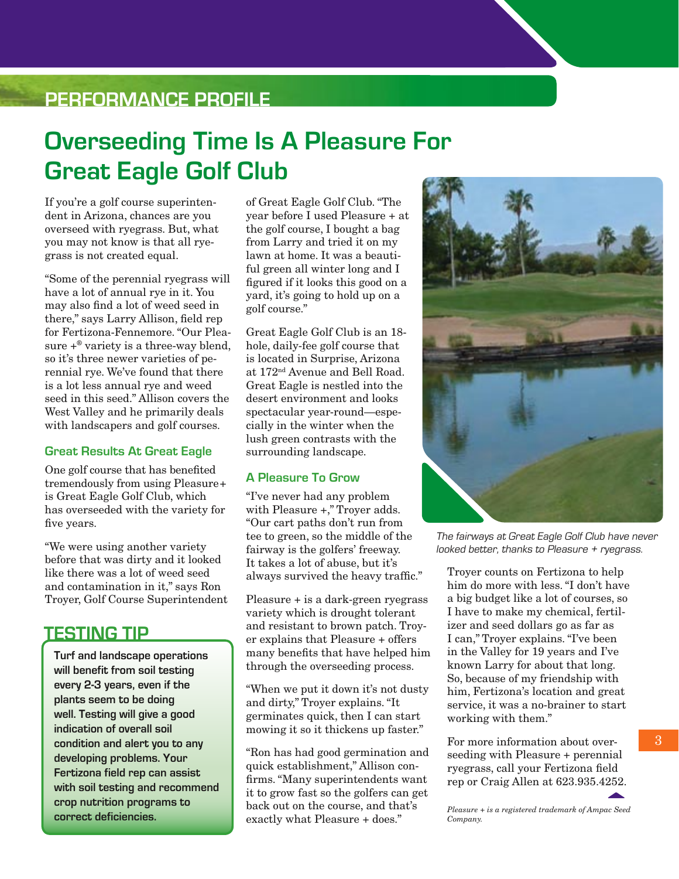## PERFORMANCE PROFILE

# Overseeding Time Is A Pleasure For Great Eagle Golf Club

If you're a golf course superintendent in Arizona, chances are you overseed with ryegrass. But, what you may not know is that all ryegrass is not created equal.

"Some of the perennial ryegrass will have a lot of annual rye in it. You may also find a lot of weed seed in there," says Larry Allison, field rep for Fertizona-Fennemore. "Our Pleasure +® variety is a three-way blend, so it's three newer varieties of perennial rye. We've found that there is a lot less annual rye and weed seed in this seed." Allison covers the West Valley and he primarily deals with landscapers and golf courses.

### Great Results At Great Eagle

One golf course that has benefited tremendously from using Pleasure+ is Great Eagle Golf Club, which has overseeded with the variety for five years.

"We were using another variety before that was dirty and it looked like there was a lot of weed seed and contamination in it," says Ron Troyer, Golf Course Superintendent of Great Eagle Golf Club. "The year before I used Pleasure + at the golf course, I bought a bag from Larry and tried it on my lawn at home. It was a beautiful green all winter long and I figured if it looks this good on a yard, it's going to hold up on a golf course."

Great Eagle Golf Club is an 18-hole, daily-fee golf course that is located in Surprise, Arizona at 172nd Avenue and Bell Road. Great Eagle is nestled into the desert environment and looks spectacular year-round—especially in the winter when the lush green contrasts with the surrounding landscape.

### A Pleasure To Grow

"I've never had any problem with Pleasure +," Troyer adds. "Our cart paths don't run from tee to green, so the middle of the fairway is the golfers' freeway. It takes a lot of abuse, but it's always survived the heavy traffic."

Pleasure + is a dark-green ryegrass variety which is drought tolerant and resistant to brown patch. Troyer explains that Pleasure + offers many benefits that have helped him through the overseeding process.

"When we put it down it's not dusty and dirty," Troyer explains. "It germinates quick, then I can start mowing it so it thickens up faster."

"Ron has had good germination and quick establishment," Allison confirms. "Many superintendents want it to grow fast so the golfers can get back out on the course, and that's exactly what Pleasure + does."

*The fairways at Great Eagle Golf Club have never looked better, thanks to Pleasure + ryegrass.*

Troyer counts on Fertizona to help him do more with less. "I don't have a big budget like a lot of courses, so I have to make my chemical, fertilizer and seed dollars go as far as I can," Troyer explains. "I've been in the Valley for 19 years and I've known Larry for about that long. So, because of my friendship with him, Fertizona's location and great service, it was a no-brainer to start working with them."

For more information about overseeding with Pleasure + perennial ryegrass, call your Fertizona field rep or Craig Allen at 623.935.4252.

*Pleasure + is a registered trademark of Ampac Seed Company.*

## TESTING TIP

**Turf and landscape operations will benefit from soil testing every 2-3 years, even if the plants seem to be doing well. Testing will give a good indication of overall soil condition and alert you to any developing problems. Your Fertizona field rep can assist with soil testing and recommend crop nutrition programs to correct deficiencies.**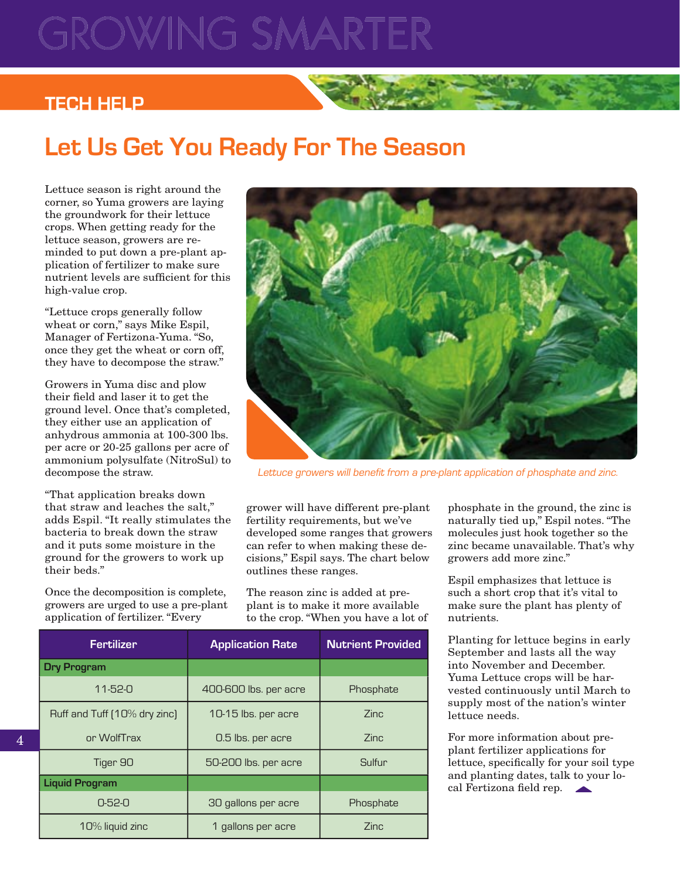# GROWING SMARTER

## TECH HELP

## Let Us Get You Ready For The Season

Lettuce season is right around the corner, so Yuma growers are laying the groundwork for their lettuce crops. When getting ready for the lettuce season, growers are reminded to put down a pre-plant application of fertilizer to make sure nutrient levels are sufficient for this high-value crop.

"Lettuce crops generally follow wheat or corn," says Mike Espil, Manager of Fertizona-Yuma. "So, once they get the wheat or corn off, they have to decompose the straw."

Growers in Yuma disc and plow their field and laser it to get the ground level. Once that's completed, they either use an application of anhydrous ammonia at 100-300 lbs. per acre or 20-25 gallons per acre of ammonium polysulfate (NitroSul) to decompose the straw.

"That application breaks down that straw and leaches the salt," adds Espil. "It really stimulates the bacteria to break down the straw and it puts some moisture in the ground for the growers to work up their beds."

Once the decomposition is complete, growers are urged to use a pre-plant application of fertilizer. "Every grower will have different pre-plant fertility requirements, but we've developed some ranges that growers can refer to when making these decisions," Espil says. The chart below outlines these ranges.

The reason zinc is added at pre-plant is to make it more available to the crop. "When you have a lot of phosphate in the ground, the zinc is naturally tied up," Espil notes. "The molecules just hook together so the zinc became unavailable. That's why growers add more zinc."

Espil emphasizes that lettuce is such a short crop that it's vital to make sure the plant has plenty of nutrients.

Planting for lettuce begins in early September and lasts all the way into November and December. Yuma Lettuce crops will be harvested continuously until March to supply most of the nation's winter lettuce needs.

For more information about pre-plant fertilizer applications for lettuce, specifically for your soil type and planting dates, talk to your local Fertizona field rep.

*Lettuce growers will benefit from a pre-plant application of phosphate and zinc.*

| Fertilizer | Application Rate | Nutrient Provided |
|---|---|---|
| **Dry Program** | | |
| 11-52-0 | 400-600 lbs. per acre | Phosphate |
| Ruff and Tuff (10% dry zinc) | 10-15 lbs. per acre | Zinc |
| or WolfTrax | 0.5 lbs. per acre | Zinc |
| Tiger 90 | 50-200 lbs. per acre | Sulfur |
| **Liquid Program** | | |
| 0-52-0 | 30 gallons per acre | Phosphate |
| 10% liquid zinc | 1 gallons per acre | Zinc |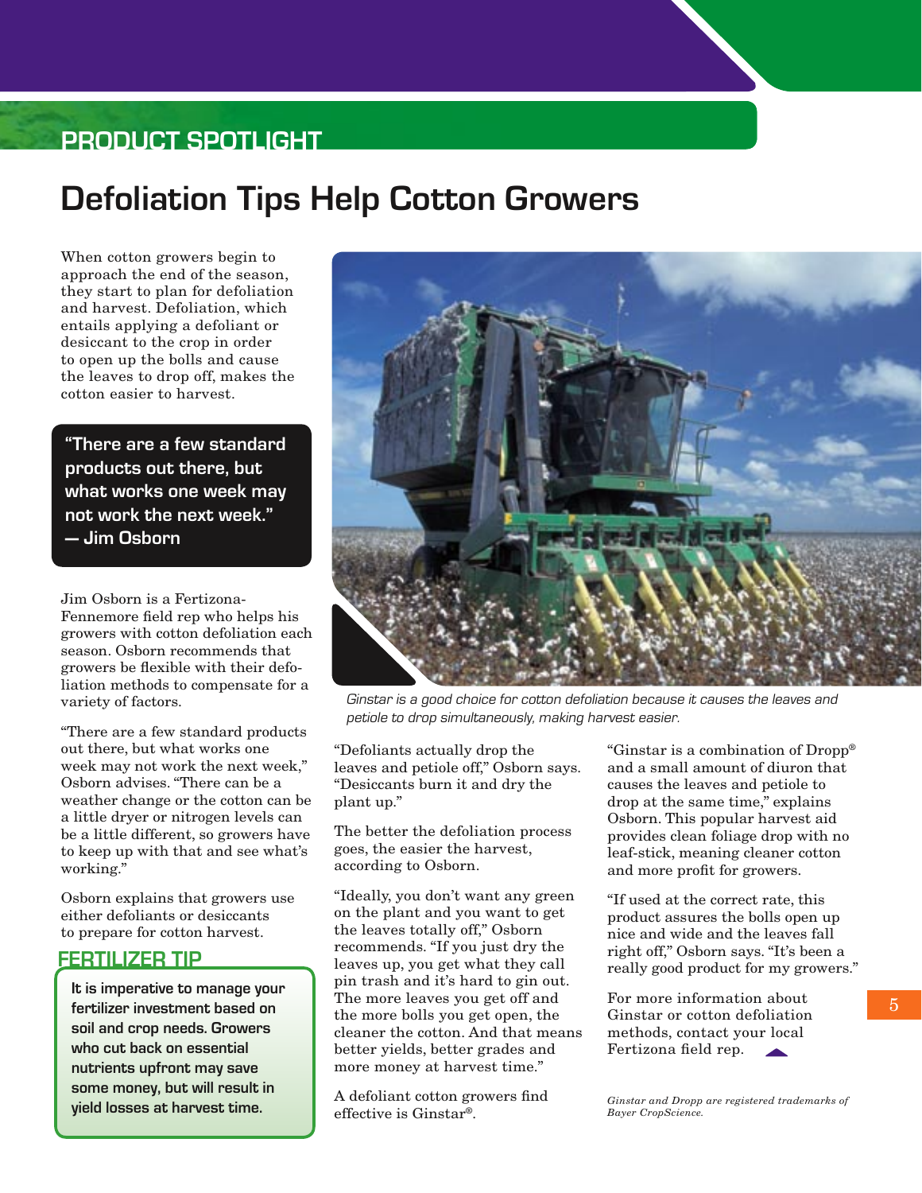## PRODUCT SPOTLIGHT

# Defoliation Tips Help Cotton Growers

When cotton growers begin to approach the end of the season, they start to plan for defoliation and harvest. Defoliation, which entails applying a defoliant or desiccant to the crop in order to open up the bolls and cause the leaves to drop off, makes the cotton easier to harvest.

> **"There are a few standard products out there, but what works one week may not work the next week." — Jim Osborn**

Jim Osborn is a Fertizona-Fennemore field rep who helps his growers with cotton defoliation each season. Osborn recommends that growers be flexible with their defoliation methods to compensate for a variety of factors.

"There are a few standard products out there, but what works one week may not work the next week," Osborn advises. "There can be a weather change or the cotton can be a little dryer or nitrogen levels can be a little different, so growers have to keep up with that and see what's working."

Osborn explains that growers use either defoliants or desiccants to prepare for cotton harvest.

*Ginstar is a good choice for cotton defoliation because it causes the leaves and petiole to drop simultaneously, making harvest easier.*

"Defoliants actually drop the leaves and petiole off," Osborn says. "Desiccants burn it and dry the plant up."

The better the defoliation process goes, the easier the harvest, according to Osborn.

"Ideally, you don't want any green on the plant and you want to get the leaves totally off," Osborn recommends. "If you just dry the leaves up, you get what they call pin trash and it's hard to gin out. The more leaves you get off and the more bolls you get open, the cleaner the cotton. And that means better yields, better grades and more money at harvest time."

A defoliant cotton growers find effective is Ginstar®.

"Ginstar is a combination of Dropp® and a small amount of diuron that causes the leaves and petiole to drop at the same time," explains Osborn. This popular harvest aid provides clean foliage drop with no leaf-stick, meaning cleaner cotton and more profit for growers.

"If used at the correct rate, this product assures the bolls open up nice and wide and the leaves fall right off," Osborn says. "It's been a really good product for my growers."

For more information about Ginstar or cotton defoliation methods, contact your local Fertizona field rep.

*Ginstar and Dropp are registered trademarks of Bayer CropScience.*

### FERTILIZER TIP

**It is imperative to manage your fertilizer investment based on soil and crop needs. Growers who cut back on essential nutrients upfront may save some money, but will result in yield losses at harvest time.**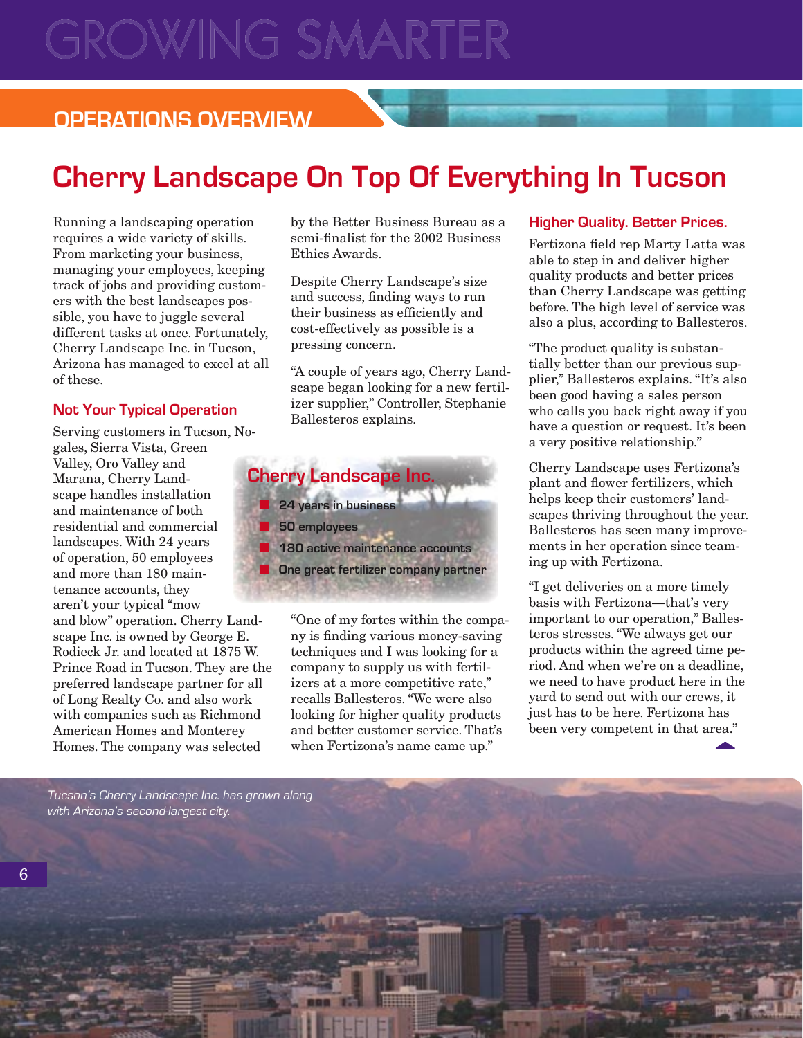# Cherry Landscape On Top Of Everything In Tucson

Running a landscaping operation requires a wide variety of skills. From marketing your business, managing your employees, keeping track of jobs and providing customers with the best landscapes possible, you have to juggle several different tasks at once. Fortunately, Cherry Landscape Inc. in Tucson, Arizona has managed to excel at all of these.

## Not Your Typical Operation

Serving customers in Tucson, Nogales, Sierra Vista, Green Valley, Oro Valley and Marana, Cherry Landscape handles installation and maintenance of both residential and commercial landscapes. With 24 years of operation, 50 employees and more than 180 maintenance accounts, they aren't your typical "mow and blow" operation. Cherry Landscape Inc. is owned by George E. Rodieck Jr. and located at 1875 W. Prince Road in Tucson. They are the preferred landscape partner for all of Long Realty Co. and also work with companies such as Richmond American Homes and Monterey Homes. The company was selected by the Better Business Bureau as a semi-finalist for the 2002 Business Ethics Awards.

Despite Cherry Landscape's size and success, finding ways to run their business as efficiently and cost-effectively as possible is a pressing concern.

"A couple of years ago, Cherry Landscape began looking for a new fertilizer supplier," Controller, Stephanie Ballesteros explains.

### Cherry Landscape Inc.

- 24 years in business
- 50 employees
- 180 active maintenance accounts
- One great fertilizer company partner

"One of my fortes within the company is finding various money-saving techniques and I was looking for a company to supply us with fertilizers at a more competitive rate," recalls Ballesteros. "We were also looking for higher quality products and better customer service. That's when Fertizona's name came up."

## Higher Quality. Better Prices.

Fertizona field rep Marty Latta was able to step in and deliver higher quality products and better prices than Cherry Landscape was getting before. The high level of service was also a plus, according to Ballesteros.

"The product quality is substantially better than our previous supplier," Ballesteros explains. "It's also been good having a sales person who calls you back right away if you have a question or request. It's been a very positive relationship."

Cherry Landscape uses Fertizona's plant and flower fertilizers, which helps keep their customers' landscapes thriving throughout the year. Ballesteros has seen many improvements in her operation since teaming up with Fertizona.

"I get deliveries on a more timely basis with Fertizona—that's very important to our operation," Ballesteros stresses. "We always get our products within the agreed time period. And when we're on a deadline, we need to have product here in the yard to send out with our crews, it just has to be here. Fertizona has been very competent in that area."

*Tucson's Cherry Landscape Inc. has grown along with Arizona's second-largest city.*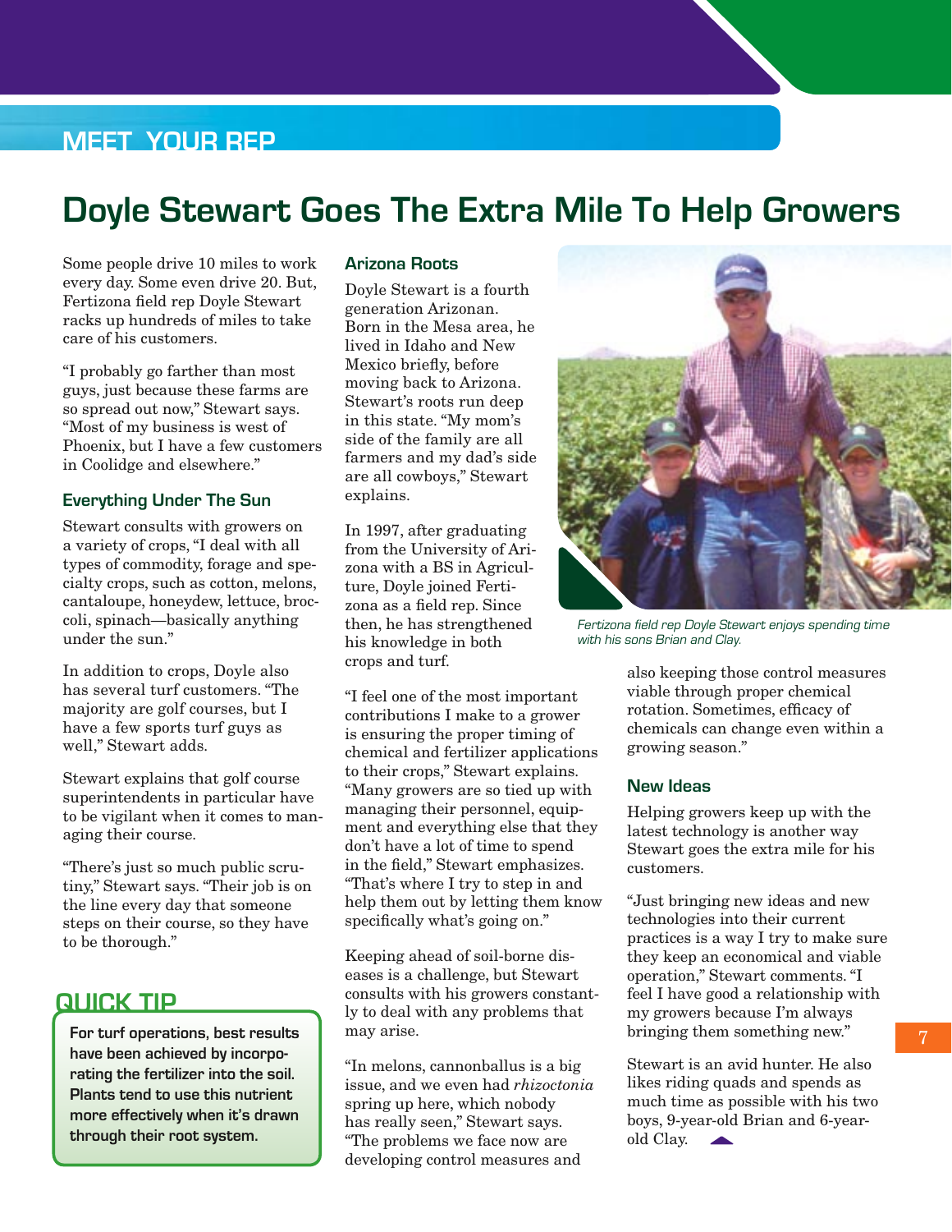MEET YOUR REP

# Doyle Stewart Goes The Extra Mile To Help Growers

Some people drive 10 miles to work every day. Some even drive 20. But, Fertizona field rep Doyle Stewart racks up hundreds of miles to take care of his customers.

"I probably go farther than most guys, just because these farms are so spread out now," Stewart says. "Most of my business is west of Phoenix, but I have a few customers in Coolidge and elsewhere."

### Everything Under The Sun

Stewart consults with growers on a variety of crops, "I deal with all types of commodity, forage and specialty crops, such as cotton, melons, cantaloupe, honeydew, lettuce, broccoli, spinach—basically anything under the sun."

In addition to crops, Doyle also has several turf customers. "The majority are golf courses, but I have a few sports turf guys as well," Stewart adds.

Stewart explains that golf course superintendents in particular have to be vigilant when it comes to managing their course.

"There's just so much public scrutiny," Stewart says. "Their job is on the line every day that someone steps on their course, so they have to be thorough."

## QUICK TIP

**For turf operations, best results have been achieved by incorporating the fertilizer into the soil. Plants tend to use this nutrient more effectively when it's drawn through their root system.**

### Arizona Roots

Doyle Stewart is a fourth generation Arizonan. Born in the Mesa area, he lived in Idaho and New Mexico briefly, before moving back to Arizona. Stewart's roots run deep in this state. "My mom's side of the family are all farmers and my dad's side are all cowboys," Stewart explains.

In 1997, after graduating from the University of Arizona with a BS in Agriculture, Doyle joined Fertizona as a field rep. Since then, he has strengthened his knowledge in both crops and turf.

"I feel one of the most important contributions I make to a grower is ensuring the proper timing of chemical and fertilizer applications to their crops," Stewart explains. "Many growers are so tied up with managing their personnel, equipment and everything else that they don't have a lot of time to spend in the field," Stewart emphasizes. "That's where I try to step in and help them out by letting them know specifically what's going on."

Keeping ahead of soil-borne diseases is a challenge, but Stewart consults with his growers constantly to deal with any problems that may arise.

"In melons, cannonballus is a big issue, and we even had *rhizoctonia* spring up here, which nobody has really seen," Stewart says. "The problems we face now are developing control measures and also keeping those control measures viable through proper chemical rotation. Sometimes, efficacy of chemicals can change even within a growing season."

*Fertizona field rep Doyle Stewart enjoys spending time with his sons Brian and Clay.*

### New Ideas

Helping growers keep up with the latest technology is another way Stewart goes the extra mile for his customers.

"Just bringing new ideas and new technologies into their current practices is a way I try to make sure they keep an economical and viable operation," Stewart comments. "I feel I have good a relationship with my growers because I'm always bringing them something new."

Stewart is an avid hunter. He also likes riding quads and spends as much time as possible with his two boys, 9-year-old Brian and 6-year-old Clay.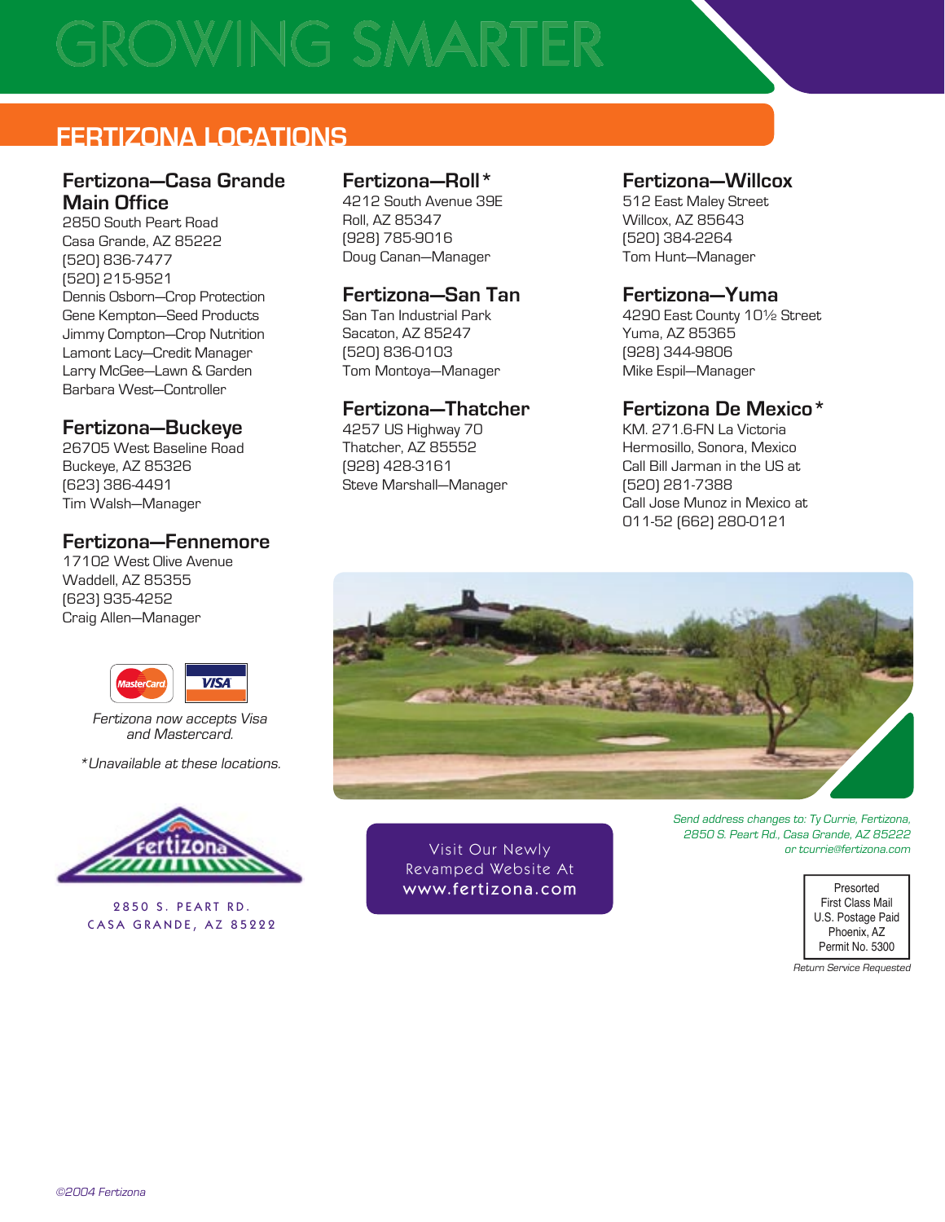# GROWING SMARTER

## FERTIZONA LOCATIONS

### Fertizona—Casa Grande Main Office
2850 South Peart Road
Casa Grande, AZ 85222
(520) 836-7477
(520) 215-9521
Dennis Osborn—Crop Protection
Gene Kempton—Seed Products
Jimmy Compton—Crop Nutrition
Lamont Lacy—Credit Manager
Larry McGee—Lawn & Garden
Barbara West—Controller

### Fertizona—Buckeye
26705 West Baseline Road
Buckeye, AZ 85326
(623) 386-4491
Tim Walsh—Manager

### Fertizona—Fennemore
17102 West Olive Avenue
Waddell, AZ 85355
(623) 935-4252
Craig Allen—Manager

### Fertizona—Roll*
4212 South Avenue 39E
Roll, AZ 85347
(928) 785-9016
Doug Canan—Manager

### Fertizona—San Tan
San Tan Industrial Park
Sacaton, AZ 85247
(520) 836-0103
Tom Montoya—Manager

### Fertizona—Thatcher
4257 US Highway 70
Thatcher, AZ 85552
(928) 428-3161
Steve Marshall—Manager

### Fertizona—Willcox
512 East Maley Street
Willcox, AZ 85643
(520) 384-2264
Tom Hunt—Manager

### Fertizona—Yuma
4290 East County 10½ Street
Yuma, AZ 85365
(928) 344-9806
Mike Espil—Manager

### Fertizona De Mexico*
KM. 271.6-FN La Victoria
Hermosillo, Sonora, Mexico
Call Bill Jarman in the US at
(520) 281-7388
Call Jose Munoz in Mexico at
011-52 (662) 280-0121

MasterCard VISA

*Fertizona now accepts Visa and Mastercard.*

*\*Unavailable at these locations.*

Fertizona

2850 S. PEART RD.
CASA GRANDE, AZ 85222

Visit Our Newly Revamped Website At
**www.fertizona.com**

*Send address changes to: Ty Currie, Fertizona, 2850 S. Peart Rd., Casa Grande, AZ 85222 or tcurrie@fertizona.com*

Presorted
First Class Mail
U.S. Postage Paid
Phoenix, AZ
Permit No. 5300

*Return Service Requested*

*©2004 Fertizona*